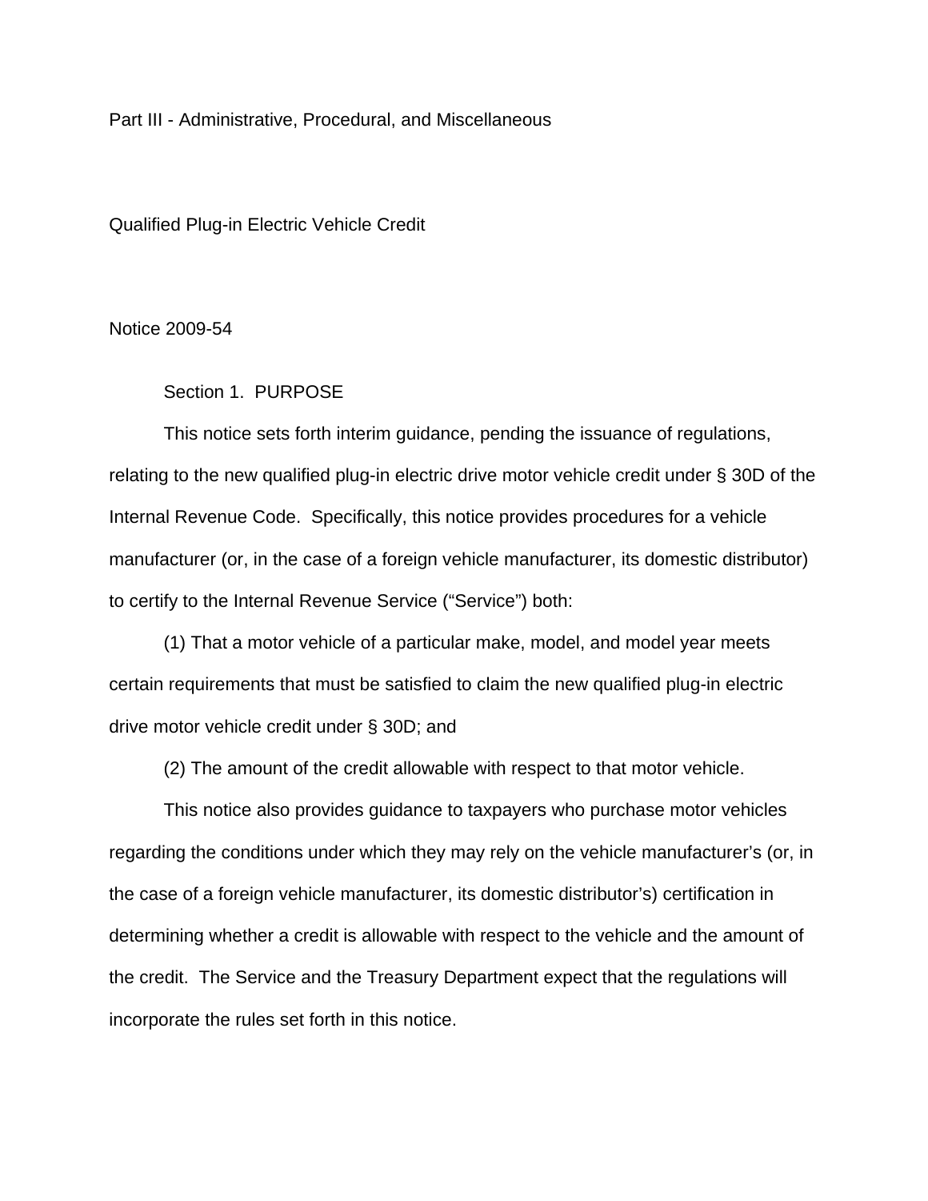Part III - Administrative, Procedural, and Miscellaneous

# Qualified Plug-in Electric Vehicle Credit

Notice 2009-54

## Section 1. PURPOSE

This notice sets forth interim guidance, pending the issuance of regulations, relating to the new qualified plug-in electric drive motor vehicle credit under § 30D of the Internal Revenue Code. Specifically, this notice provides procedures for a vehicle manufacturer (or, in the case of a foreign vehicle manufacturer, its domestic distributor) to certify to the Internal Revenue Service ("Service") both:

(1) That a motor vehicle of a particular make, model, and model year meets certain requirements that must be satisfied to claim the new qualified plug-in electric drive motor vehicle credit under § 30D; and

(2) The amount of the credit allowable with respect to that motor vehicle.

This notice also provides guidance to taxpayers who purchase motor vehicles regarding the conditions under which they may rely on the vehicle manufacturer's (or, in the case of a foreign vehicle manufacturer, its domestic distributor's) certification in determining whether a credit is allowable with respect to the vehicle and the amount of the credit. The Service and the Treasury Department expect that the regulations will incorporate the rules set forth in this notice.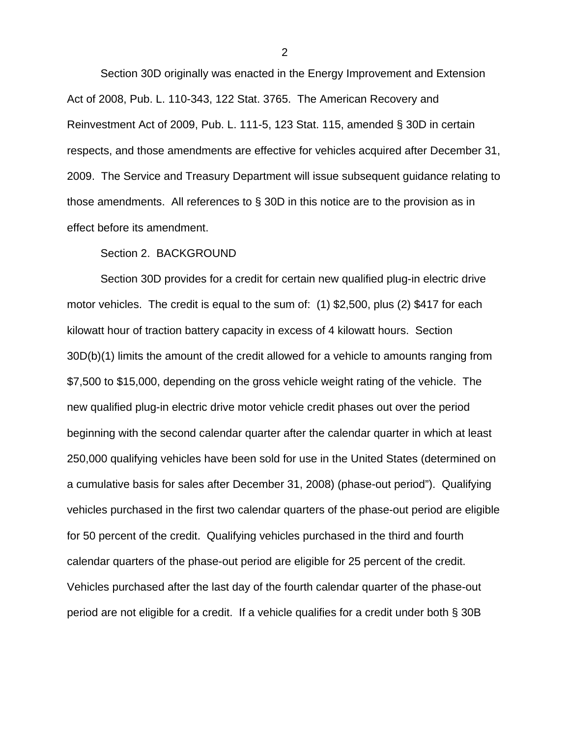Section 30D originally was enacted in the Energy Improvement and Extension Act of 2008, Pub. L. 110-343, 122 Stat. 3765. The American Recovery and Reinvestment Act of 2009, Pub. L. 111-5, 123 Stat. 115, amended § 30D in certain respects, and those amendments are effective for vehicles acquired after December 31, 2009. The Service and Treasury Department will issue subsequent guidance relating to those amendments. All references to § 30D in this notice are to the provision as in effect before its amendment.

Section 2. BACKGROUND

Section 30D provides for a credit for certain new qualified plug-in electric drive motor vehicles. The credit is equal to the sum of: (1) $2,500, plus (2) $417 for each kilowatt hour of traction battery capacity in excess of 4 kilowatt hours. Section 30D(b)(1) limits the amount of the credit allowed for a vehicle to amounts ranging from $7,500 to $15,000, depending on the gross vehicle weight rating of the vehicle. The new qualified plug-in electric drive motor vehicle credit phases out over the period beginning with the second calendar quarter after the calendar quarter in which at least 250,000 qualifying vehicles have been sold for use in the United States (determined on a cumulative basis for sales after December 31, 2008) (phase-out period"). Qualifying vehicles purchased in the first two calendar quarters of the phase-out period are eligible for 50 percent of the credit. Qualifying vehicles purchased in the third and fourth calendar quarters of the phase-out period are eligible for 25 percent of the credit. Vehicles purchased after the last day of the fourth calendar quarter of the phase-out period are not eligible for a credit. If a vehicle qualifies for a credit under both § 30B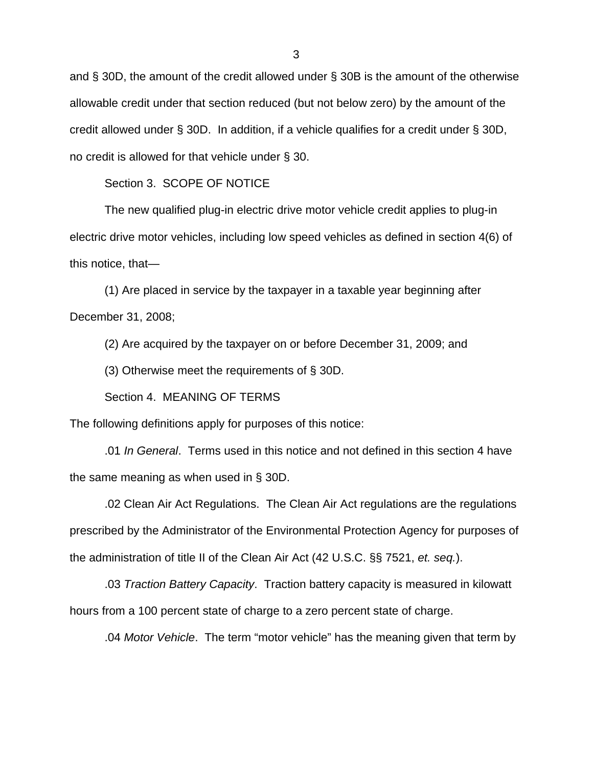and § 30D, the amount of the credit allowed under § 30B is the amount of the otherwise allowable credit under that section reduced (but not below zero) by the amount of the credit allowed under § 30D. In addition, if a vehicle qualifies for a credit under § 30D, no credit is allowed for that vehicle under § 30.

Section 3. SCOPE OF NOTICE

The new qualified plug-in electric drive motor vehicle credit applies to plug-in electric drive motor vehicles, including low speed vehicles as defined in section 4(6) of this notice, that—

(1) Are placed in service by the taxpayer in a taxable year beginning after December 31, 2008;

(2) Are acquired by the taxpayer on or before December 31, 2009; and

(3) Otherwise meet the requirements of § 30D.

Section 4. MEANING OF TERMS

The following definitions apply for purposes of this notice:

.01 *In General*. Terms used in this notice and not defined in this section 4 have the same meaning as when used in § 30D.

.02 Clean Air Act Regulations. The Clean Air Act regulations are the regulations prescribed by the Administrator of the Environmental Protection Agency for purposes of the administration of title II of the Clean Air Act (42 U.S.C. §§ 7521, *et. seq.*).

.03 *Traction Battery Capacity*. Traction battery capacity is measured in kilowatt hours from a 100 percent state of charge to a zero percent state of charge.

.04 *Motor Vehicle*. The term “motor vehicle” has the meaning given that term by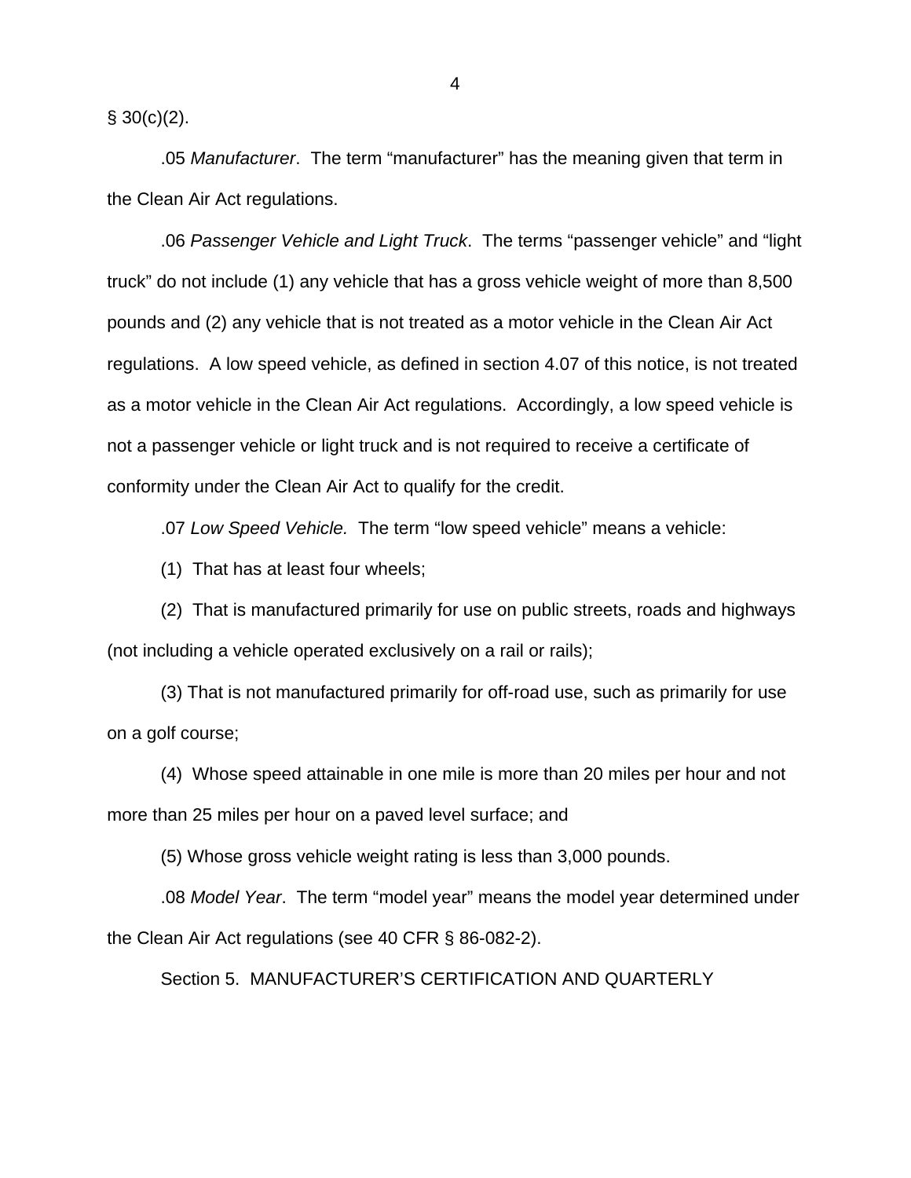§ 30(c)(2).

.05 *Manufacturer*. The term "manufacturer" has the meaning given that term in the Clean Air Act regulations.

.06 *Passenger Vehicle and Light Truck*. The terms "passenger vehicle" and "light truck" do not include (1) any vehicle that has a gross vehicle weight of more than 8,500 pounds and (2) any vehicle that is not treated as a motor vehicle in the Clean Air Act regulations. A low speed vehicle, as defined in section 4.07 of this notice, is not treated as a motor vehicle in the Clean Air Act regulations. Accordingly, a low speed vehicle is not a passenger vehicle or light truck and is not required to receive a certificate of conformity under the Clean Air Act to qualify for the credit.

.07 *Low Speed Vehicle.* The term "low speed vehicle" means a vehicle:

(1) That has at least four wheels;

(2) That is manufactured primarily for use on public streets, roads and highways (not including a vehicle operated exclusively on a rail or rails);

(3) That is not manufactured primarily for off-road use, such as primarily for use on a golf course;

(4) Whose speed attainable in one mile is more than 20 miles per hour and not more than 25 miles per hour on a paved level surface; and

(5) Whose gross vehicle weight rating is less than 3,000 pounds.

.08 *Model Year*. The term "model year" means the model year determined under the Clean Air Act regulations (see 40 CFR § 86-082-2).

Section 5. MANUFACTURER'S CERTIFICATION AND QUARTERLY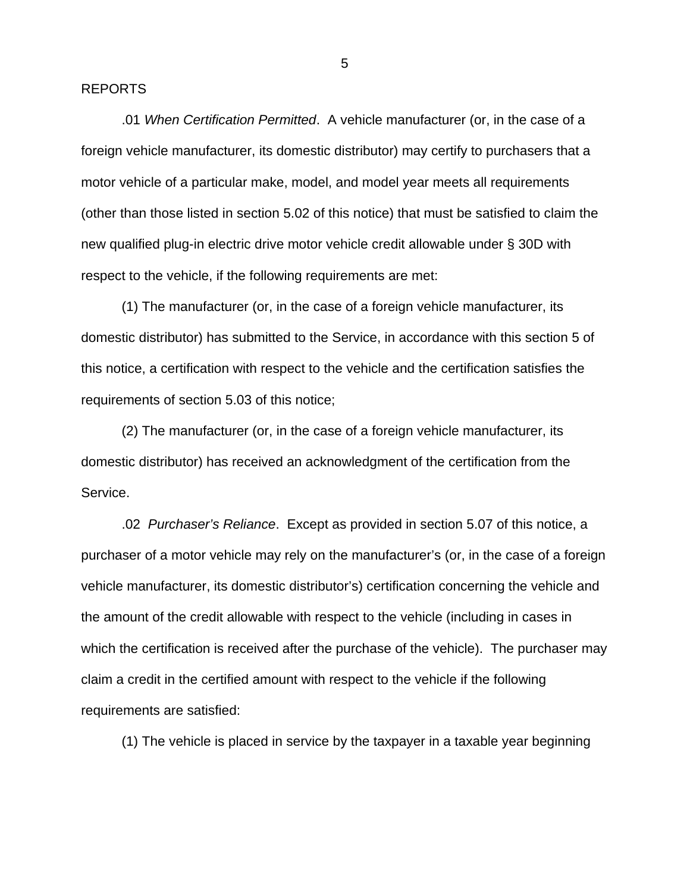REPORTS

.01 *When Certification Permitted*. A vehicle manufacturer (or, in the case of a foreign vehicle manufacturer, its domestic distributor) may certify to purchasers that a motor vehicle of a particular make, model, and model year meets all requirements (other than those listed in section 5.02 of this notice) that must be satisfied to claim the new qualified plug-in electric drive motor vehicle credit allowable under § 30D with respect to the vehicle, if the following requirements are met:

(1) The manufacturer (or, in the case of a foreign vehicle manufacturer, its domestic distributor) has submitted to the Service, in accordance with this section 5 of this notice, a certification with respect to the vehicle and the certification satisfies the requirements of section 5.03 of this notice;

(2) The manufacturer (or, in the case of a foreign vehicle manufacturer, its domestic distributor) has received an acknowledgment of the certification from the Service.

.02 *Purchaser's Reliance*. Except as provided in section 5.07 of this notice, a purchaser of a motor vehicle may rely on the manufacturer's (or, in the case of a foreign vehicle manufacturer, its domestic distributor's) certification concerning the vehicle and the amount of the credit allowable with respect to the vehicle (including in cases in which the certification is received after the purchase of the vehicle). The purchaser may claim a credit in the certified amount with respect to the vehicle if the following requirements are satisfied:

(1) The vehicle is placed in service by the taxpayer in a taxable year beginning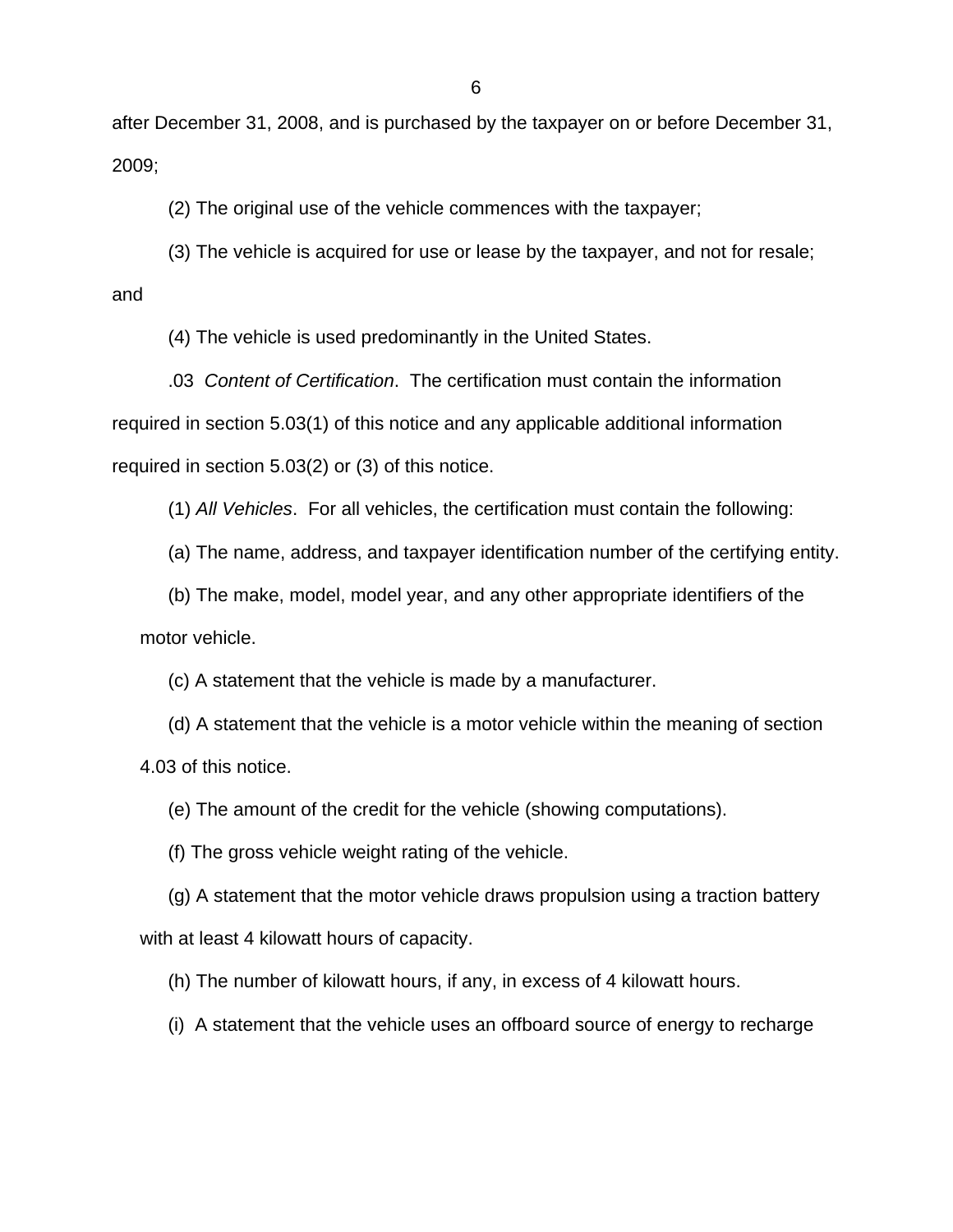after December 31, 2008, and is purchased by the taxpayer on or before December 31, 2009;

(2) The original use of the vehicle commences with the taxpayer;

(3) The vehicle is acquired for use or lease by the taxpayer, and not for resale; and

(4) The vehicle is used predominantly in the United States.

.03 *Content of Certification*. The certification must contain the information required in section 5.03(1) of this notice and any applicable additional information required in section 5.03(2) or (3) of this notice.

(1) *All Vehicles*. For all vehicles, the certification must contain the following:

(a) The name, address, and taxpayer identification number of the certifying entity.

(b) The make, model, model year, and any other appropriate identifiers of the motor vehicle.

(c) A statement that the vehicle is made by a manufacturer.

(d) A statement that the vehicle is a motor vehicle within the meaning of section 4.03 of this notice.

(e) The amount of the credit for the vehicle (showing computations).

(f) The gross vehicle weight rating of the vehicle.

(g) A statement that the motor vehicle draws propulsion using a traction battery with at least 4 kilowatt hours of capacity.

(h) The number of kilowatt hours, if any, in excess of 4 kilowatt hours.

(i) A statement that the vehicle uses an offboard source of energy to recharge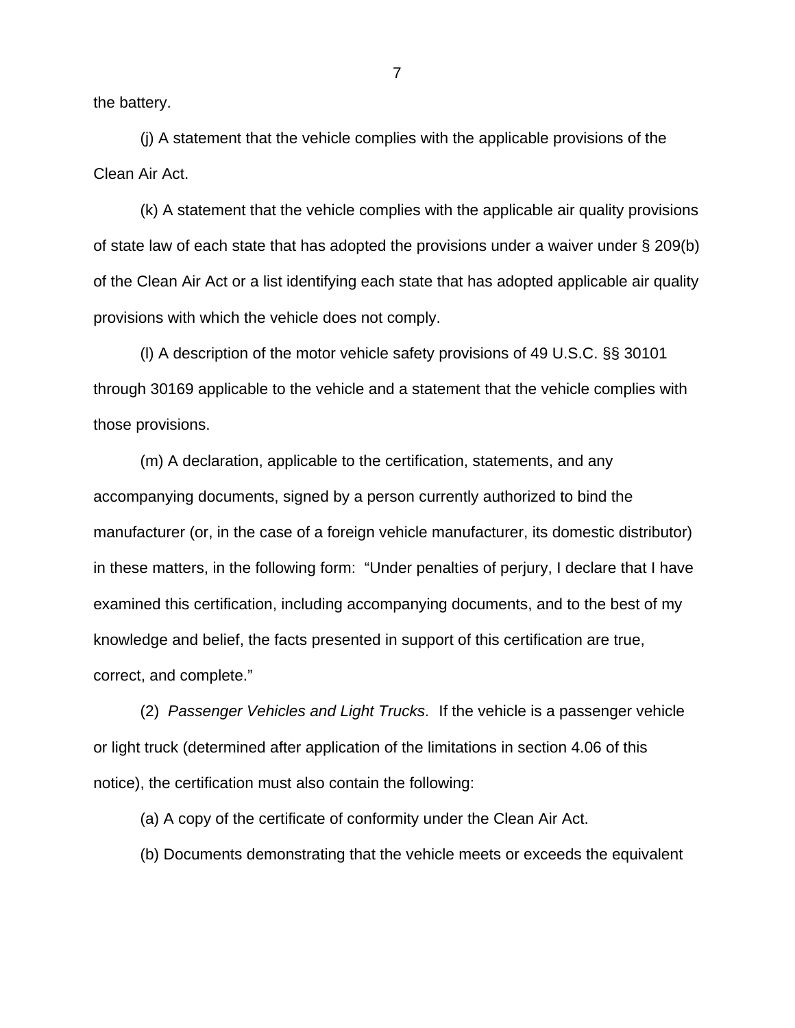the battery.

(j) A statement that the vehicle complies with the applicable provisions of the Clean Air Act.

(k) A statement that the vehicle complies with the applicable air quality provisions of state law of each state that has adopted the provisions under a waiver under § 209(b) of the Clean Air Act or a list identifying each state that has adopted applicable air quality provisions with which the vehicle does not comply.

(l) A description of the motor vehicle safety provisions of 49 U.S.C. §§ 30101 through 30169 applicable to the vehicle and a statement that the vehicle complies with those provisions.

(m) A declaration, applicable to the certification, statements, and any accompanying documents, signed by a person currently authorized to bind the manufacturer (or, in the case of a foreign vehicle manufacturer, its domestic distributor) in these matters, in the following form: "Under penalties of perjury, I declare that I have examined this certification, including accompanying documents, and to the best of my knowledge and belief, the facts presented in support of this certification are true, correct, and complete."

(2) *Passenger Vehicles and Light Trucks*. If the vehicle is a passenger vehicle or light truck (determined after application of the limitations in section 4.06 of this notice), the certification must also contain the following:

(a) A copy of the certificate of conformity under the Clean Air Act.

(b) Documents demonstrating that the vehicle meets or exceeds the equivalent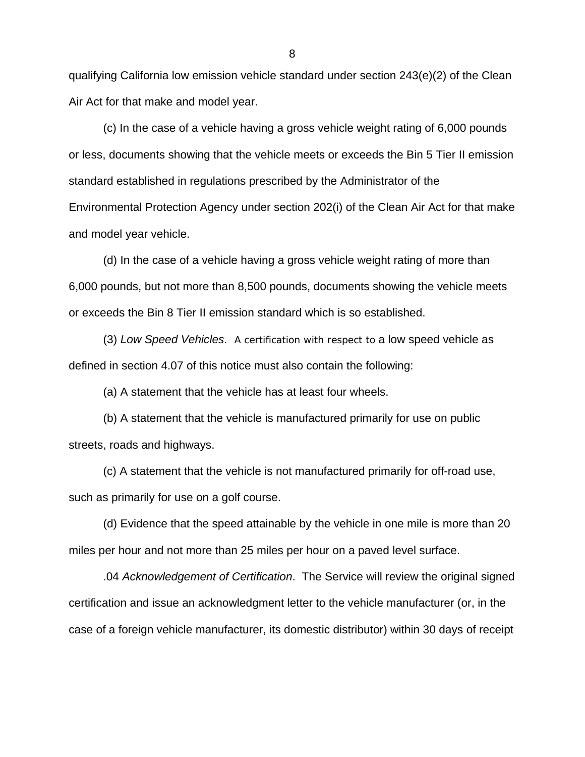qualifying California low emission vehicle standard under section 243(e)(2) of the Clean Air Act for that make and model year.

(c) In the case of a vehicle having a gross vehicle weight rating of 6,000 pounds or less, documents showing that the vehicle meets or exceeds the Bin 5 Tier II emission standard established in regulations prescribed by the Administrator of the Environmental Protection Agency under section 202(i) of the Clean Air Act for that make and model year vehicle.

(d) In the case of a vehicle having a gross vehicle weight rating of more than 6,000 pounds, but not more than 8,500 pounds, documents showing the vehicle meets or exceeds the Bin 8 Tier II emission standard which is so established.

(3) *Low Speed Vehicles*. A certification with respect to a low speed vehicle as defined in section 4.07 of this notice must also contain the following:

(a) A statement that the vehicle has at least four wheels.

(b) A statement that the vehicle is manufactured primarily for use on public streets, roads and highways.

(c) A statement that the vehicle is not manufactured primarily for off-road use, such as primarily for use on a golf course.

(d) Evidence that the speed attainable by the vehicle in one mile is more than 20 miles per hour and not more than 25 miles per hour on a paved level surface.

.04 *Acknowledgement of Certification*. The Service will review the original signed certification and issue an acknowledgment letter to the vehicle manufacturer (or, in the case of a foreign vehicle manufacturer, its domestic distributor) within 30 days of receipt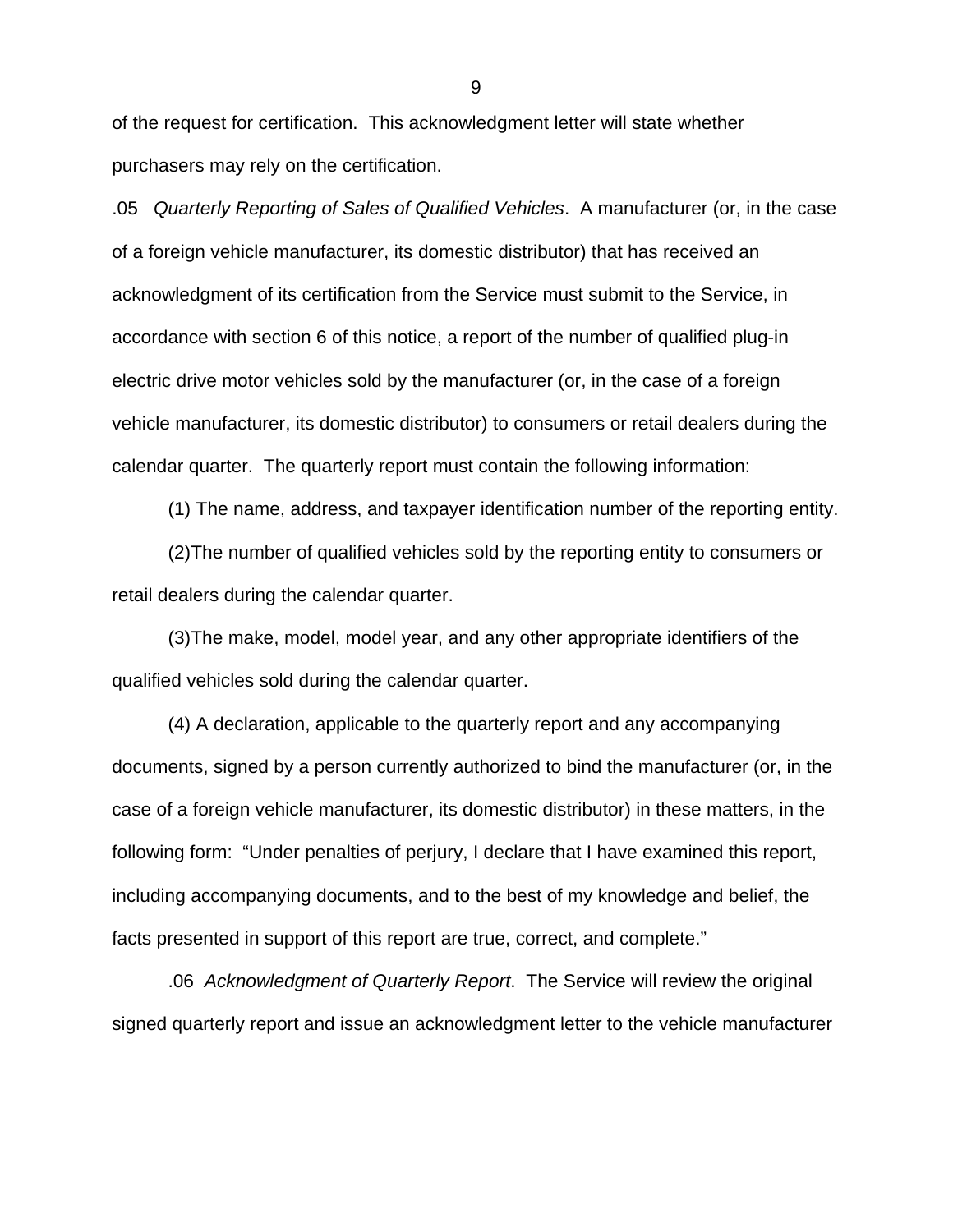of the request for certification. This acknowledgment letter will state whether purchasers may rely on the certification.

.05 *Quarterly Reporting of Sales of Qualified Vehicles*. A manufacturer (or, in the case of a foreign vehicle manufacturer, its domestic distributor) that has received an acknowledgment of its certification from the Service must submit to the Service, in accordance with section 6 of this notice, a report of the number of qualified plug-in electric drive motor vehicles sold by the manufacturer (or, in the case of a foreign vehicle manufacturer, its domestic distributor) to consumers or retail dealers during the calendar quarter. The quarterly report must contain the following information:

(1) The name, address, and taxpayer identification number of the reporting entity.

(2)The number of qualified vehicles sold by the reporting entity to consumers or retail dealers during the calendar quarter.

(3)The make, model, model year, and any other appropriate identifiers of the qualified vehicles sold during the calendar quarter.

(4) A declaration, applicable to the quarterly report and any accompanying documents, signed by a person currently authorized to bind the manufacturer (or, in the case of a foreign vehicle manufacturer, its domestic distributor) in these matters, in the following form: "Under penalties of perjury, I declare that I have examined this report, including accompanying documents, and to the best of my knowledge and belief, the facts presented in support of this report are true, correct, and complete."

.06 *Acknowledgment of Quarterly Report*. The Service will review the original signed quarterly report and issue an acknowledgment letter to the vehicle manufacturer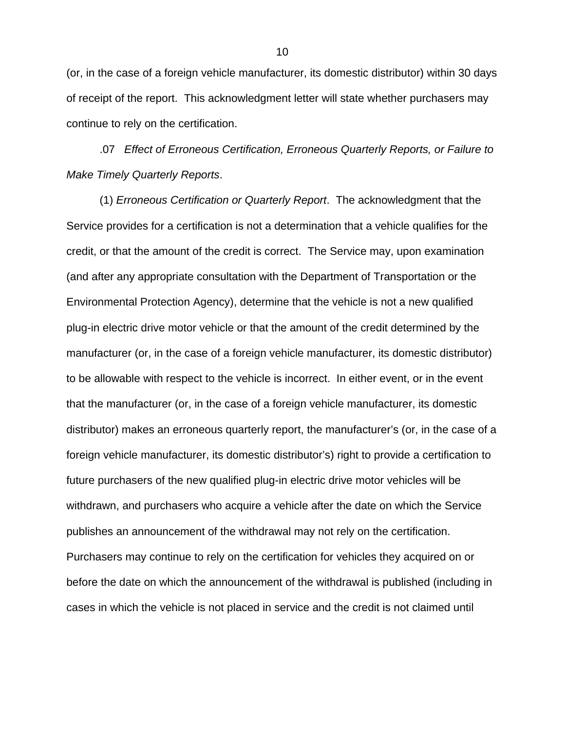(or, in the case of a foreign vehicle manufacturer, its domestic distributor) within 30 days of receipt of the report. This acknowledgment letter will state whether purchasers may continue to rely on the certification.

.07 *Effect of Erroneous Certification, Erroneous Quarterly Reports, or Failure to Make Timely Quarterly Reports*.

(1) *Erroneous Certification or Quarterly Report*. The acknowledgment that the Service provides for a certification is not a determination that a vehicle qualifies for the credit, or that the amount of the credit is correct. The Service may, upon examination (and after any appropriate consultation with the Department of Transportation or the Environmental Protection Agency), determine that the vehicle is not a new qualified plug-in electric drive motor vehicle or that the amount of the credit determined by the manufacturer (or, in the case of a foreign vehicle manufacturer, its domestic distributor) to be allowable with respect to the vehicle is incorrect. In either event, or in the event that the manufacturer (or, in the case of a foreign vehicle manufacturer, its domestic distributor) makes an erroneous quarterly report, the manufacturer's (or, in the case of a foreign vehicle manufacturer, its domestic distributor's) right to provide a certification to future purchasers of the new qualified plug-in electric drive motor vehicles will be withdrawn, and purchasers who acquire a vehicle after the date on which the Service publishes an announcement of the withdrawal may not rely on the certification. Purchasers may continue to rely on the certification for vehicles they acquired on or before the date on which the announcement of the withdrawal is published (including in cases in which the vehicle is not placed in service and the credit is not claimed until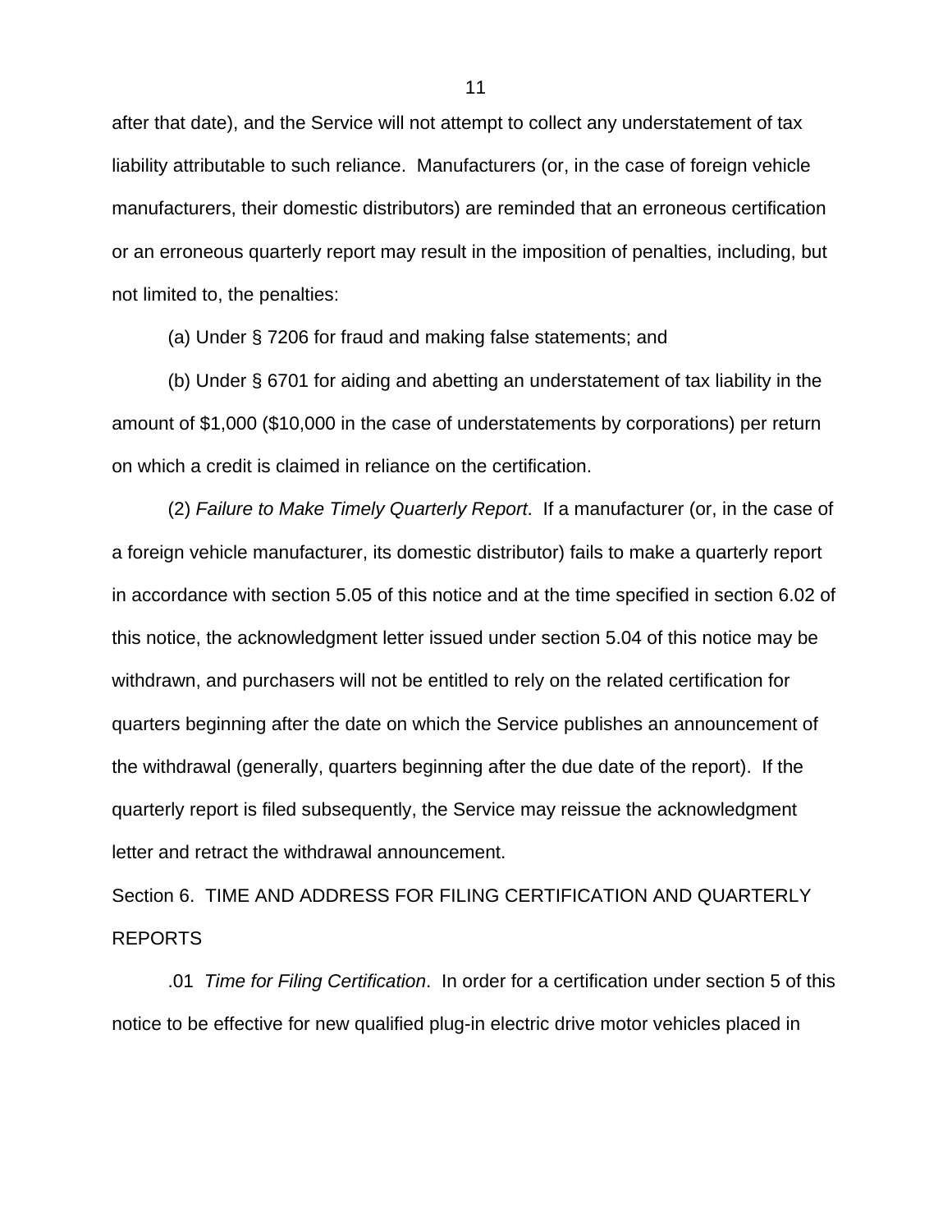after that date), and the Service will not attempt to collect any understatement of tax liability attributable to such reliance. Manufacturers (or, in the case of foreign vehicle manufacturers, their domestic distributors) are reminded that an erroneous certification or an erroneous quarterly report may result in the imposition of penalties, including, but not limited to, the penalties:

(a) Under § 7206 for fraud and making false statements; and

(b) Under § 6701 for aiding and abetting an understatement of tax liability in the amount of $1,000 ($10,000 in the case of understatements by corporations) per return on which a credit is claimed in reliance on the certification.

(2) *Failure to Make Timely Quarterly Report*. If a manufacturer (or, in the case of a foreign vehicle manufacturer, its domestic distributor) fails to make a quarterly report in accordance with section 5.05 of this notice and at the time specified in section 6.02 of this notice, the acknowledgment letter issued under section 5.04 of this notice may be withdrawn, and purchasers will not be entitled to rely on the related certification for quarters beginning after the date on which the Service publishes an announcement of the withdrawal (generally, quarters beginning after the due date of the report). If the quarterly report is filed subsequently, the Service may reissue the acknowledgment letter and retract the withdrawal announcement.

Section 6. TIME AND ADDRESS FOR FILING CERTIFICATION AND QUARTERLY REPORTS

.01 *Time for Filing Certification*. In order for a certification under section 5 of this notice to be effective for new qualified plug-in electric drive motor vehicles placed in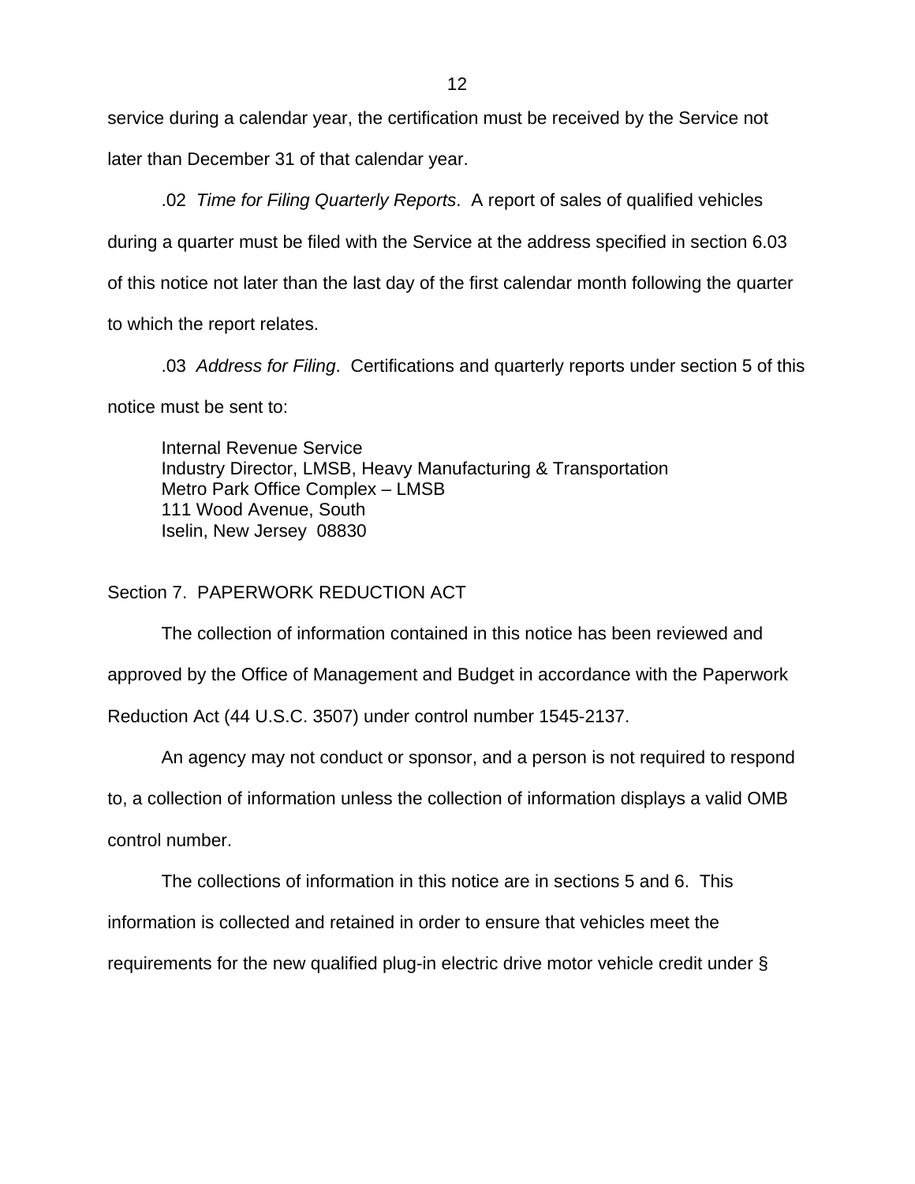service during a calendar year, the certification must be received by the Service not later than December 31 of that calendar year.

.02 *Time for Filing Quarterly Reports*. A report of sales of qualified vehicles during a quarter must be filed with the Service at the address specified in section 6.03 of this notice not later than the last day of the first calendar month following the quarter to which the report relates.

.03 *Address for Filing*. Certifications and quarterly reports under section 5 of this notice must be sent to:

Internal Revenue Service
Industry Director, LMSB, Heavy Manufacturing & Transportation
Metro Park Office Complex – LMSB
111 Wood Avenue, South
Iselin, New Jersey 08830

Section 7. PAPERWORK REDUCTION ACT

The collection of information contained in this notice has been reviewed and approved by the Office of Management and Budget in accordance with the Paperwork Reduction Act (44 U.S.C. 3507) under control number 1545-2137.

An agency may not conduct or sponsor, and a person is not required to respond to, a collection of information unless the collection of information displays a valid OMB control number.

The collections of information in this notice are in sections 5 and 6. This information is collected and retained in order to ensure that vehicles meet the requirements for the new qualified plug-in electric drive motor vehicle credit under §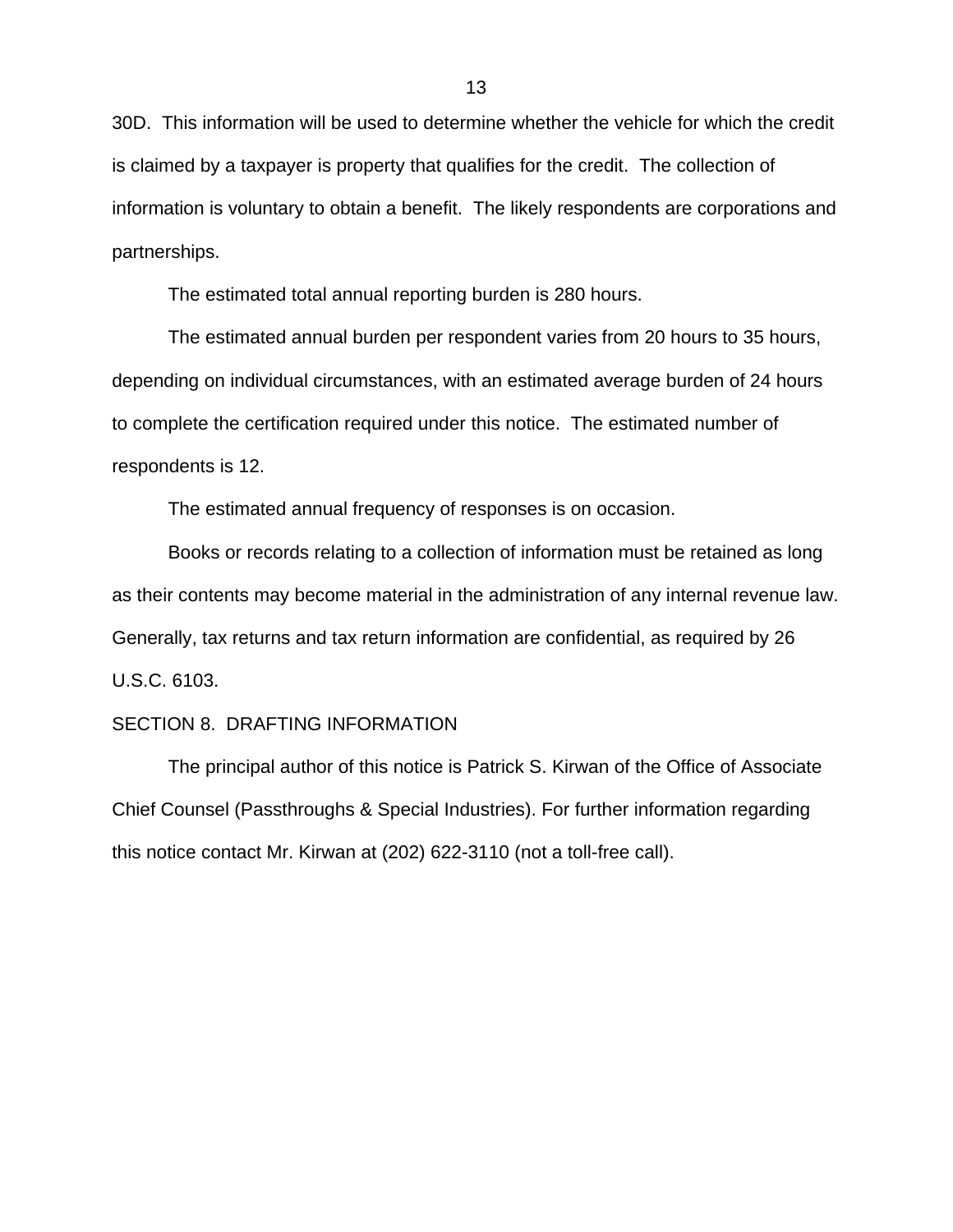30D. This information will be used to determine whether the vehicle for which the credit is claimed by a taxpayer is property that qualifies for the credit. The collection of information is voluntary to obtain a benefit. The likely respondents are corporations and partnerships.

The estimated total annual reporting burden is 280 hours.

The estimated annual burden per respondent varies from 20 hours to 35 hours, depending on individual circumstances, with an estimated average burden of 24 hours to complete the certification required under this notice. The estimated number of respondents is 12.

The estimated annual frequency of responses is on occasion.

Books or records relating to a collection of information must be retained as long as their contents may become material in the administration of any internal revenue law. Generally, tax returns and tax return information are confidential, as required by 26 U.S.C. 6103.

## SECTION 8. DRAFTING INFORMATION

The principal author of this notice is Patrick S. Kirwan of the Office of Associate Chief Counsel (Passthroughs & Special Industries). For further information regarding this notice contact Mr. Kirwan at (202) 622-3110 (not a toll-free call).